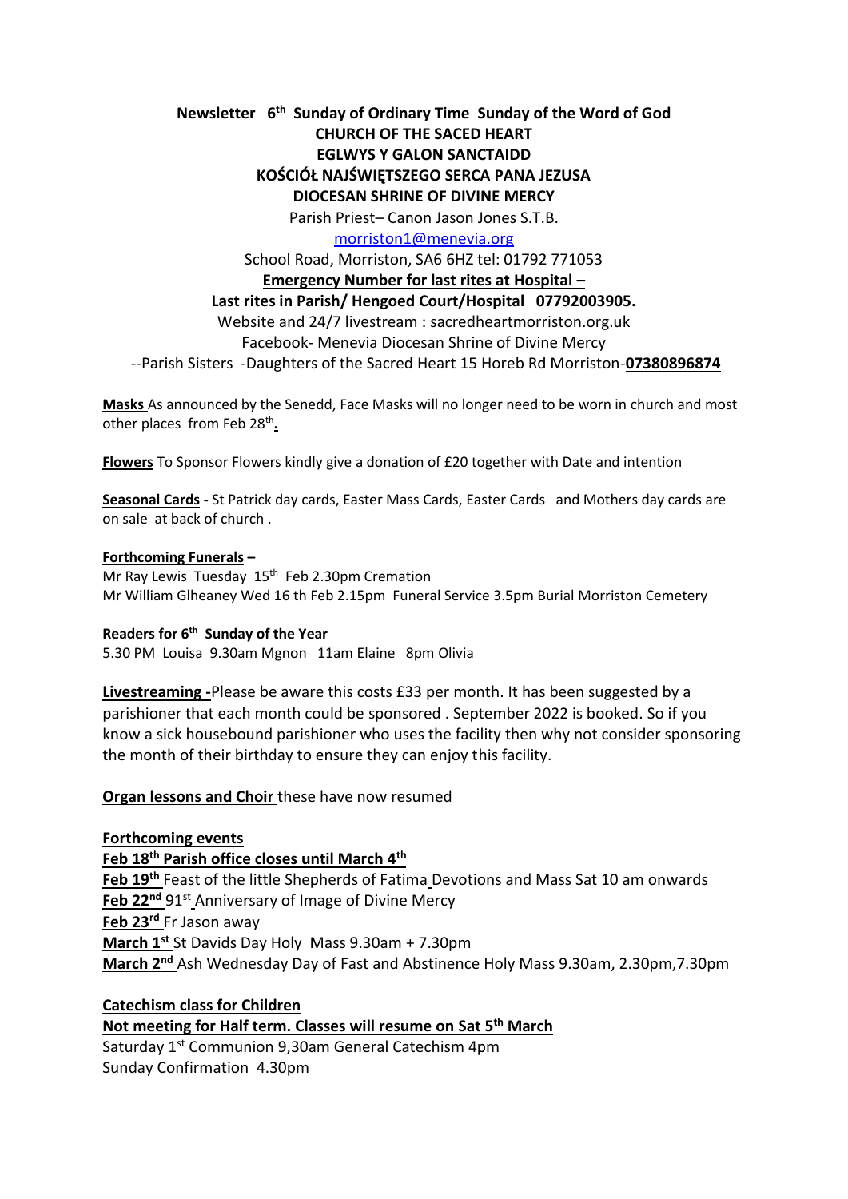**Newsletter 6th Sunday of Ordinary Time Sunday of the Word of God**

**CHURCH OF THE SACED HEART**

**EGLWYS Y GALON SANCTAIDD**

**KOŚCIÓŁ NAJŚWIĘTSZEGO SERCA PANA JEZUSA**

**DIOCESAN SHRINE OF DIVINE MERCY**

Parish Priest– Canon Jason Jones S.T.B.

morriston1@menevia.org

School Road, Morriston, SA6 6HZ tel: 01792 771053

**Emergency Number for last rites at Hospital –**

**Last rites in Parish/ Hengoed Court/Hospital 07792003905.**

Website and 24/7 livestream : sacredheartmorriston.org.uk

Facebook- Menevia Diocesan Shrine of Divine Mercy

--Parish Sisters -Daughters of the Sacred Heart 15 Horeb Rd Morriston-**07380896874**

**Masks** As announced by the Senedd, Face Masks will no longer need to be worn in church and most other places from Feb 28th.

**Flowers** To Sponsor Flowers kindly give a donation of £20 together with Date and intention

**Seasonal Cards -** St Patrick day cards, Easter Mass Cards, Easter Cards and Mothers day cards are on sale at back of church .

**Forthcoming Funerals –**

Mr Ray Lewis Tuesday 15th Feb 2.30pm Cremation

Mr William Glheaney Wed 16 th Feb 2.15pm Funeral Service 3.5pm Burial Morriston Cemetery

**Readers for 6th Sunday of the Year**

5.30 PM Louisa 9.30am Mgnon 11am Elaine 8pm Olivia

**Livestreaming -**Please be aware this costs £33 per month. It has been suggested by a parishioner that each month could be sponsored . September 2022 is booked. So if you know a sick housebound parishioner who uses the facility then why not consider sponsoring the month of their birthday to ensure they can enjoy this facility.

**Organ lessons and Choir** these have now resumed

**Forthcoming events**

**Feb 18th Parish office closes until March 4th**

**Feb 19th** Feast of the little Shepherds of Fatima Devotions and Mass Sat 10 am onwards

**Feb 22nd** 91st Anniversary of Image of Divine Mercy

**Feb 23rd** Fr Jason away

**March 1st** St Davids Day Holy Mass 9.30am + 7.30pm

**March 2nd** Ash Wednesday Day of Fast and Abstinence Holy Mass 9.30am, 2.30pm,7.30pm

**Catechism class for Children**

**Not meeting for Half term. Classes will resume on Sat 5th March**

Saturday 1st Communion 9,30am General Catechism 4pm

Sunday Confirmation 4.30pm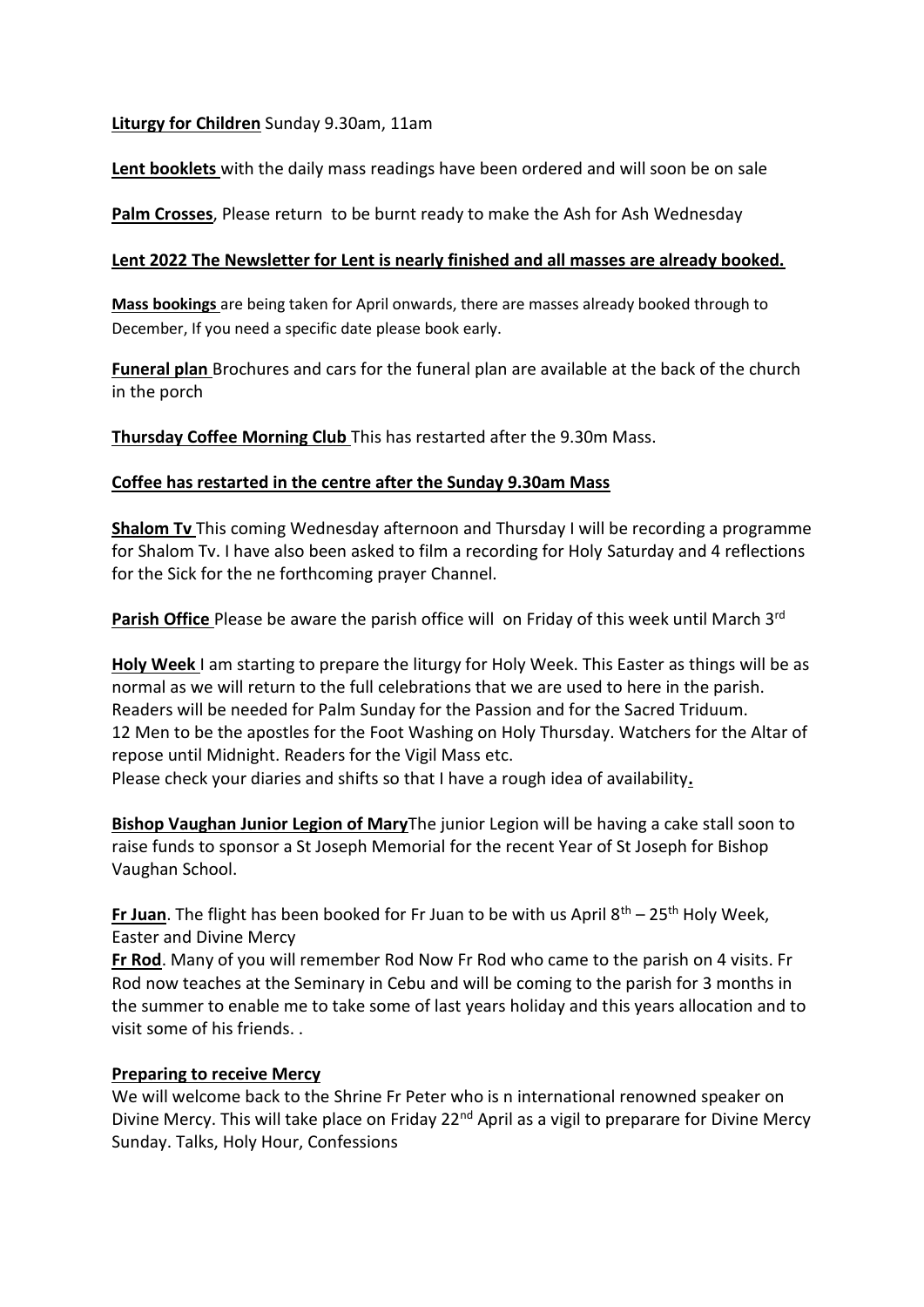**Liturgy for Children** Sunday 9.30am, 11am

**Lent booklets** with the daily mass readings have been ordered and will soon be on sale

**Palm Crosses**, Please return to be burnt ready to make the Ash for Ash Wednesday

**Lent 2022 The Newsletter for Lent is nearly finished and all masses are already booked.**

**Mass bookings** are being taken for April onwards, there are masses already booked through to December, If you need a specific date please book early.

**Funeral plan** Brochures and cars for the funeral plan are available at the back of the church in the porch

**Thursday Coffee Morning Club** This has restarted after the 9.30m Mass.

**Coffee has restarted in the centre after the Sunday 9.30am Mass**

**Shalom Tv** This coming Wednesday afternoon and Thursday I will be recording a programme for Shalom Tv. I have also been asked to film a recording for Holy Saturday and 4 reflections for the Sick for the ne forthcoming prayer Channel.

**Parish Office** Please be aware the parish office will on Friday of this week until March 3rd

**Holy Week** I am starting to prepare the liturgy for Holy Week. This Easter as things will be as normal as we will return to the full celebrations that we are used to here in the parish. Readers will be needed for Palm Sunday for the Passion and for the Sacred Triduum. 12 Men to be the apostles for the Foot Washing on Holy Thursday. Watchers for the Altar of repose until Midnight. Readers for the Vigil Mass etc.
Please check your diaries and shifts so that I have a rough idea of availability.

**Bishop Vaughan Junior Legion of Mary** The junior Legion will be having a cake stall soon to raise funds to sponsor a St Joseph Memorial for the recent Year of St Joseph for Bishop Vaughan School.

**Fr Juan**. The flight has been booked for Fr Juan to be with us April 8th – 25th Holy Week, Easter and Divine Mercy

**Fr Rod**. Many of you will remember Rod Now Fr Rod who came to the parish on 4 visits. Fr Rod now teaches at the Seminary in Cebu and will be coming to the parish for 3 months in the summer to enable me to take some of last years holiday and this years allocation and to visit some of his friends. .

**Preparing to receive Mercy**

We will welcome back to the Shrine Fr Peter who is n international renowned speaker on Divine Mercy. This will take place on Friday 22nd April as a vigil to preparare for Divine Mercy Sunday. Talks, Holy Hour, Confessions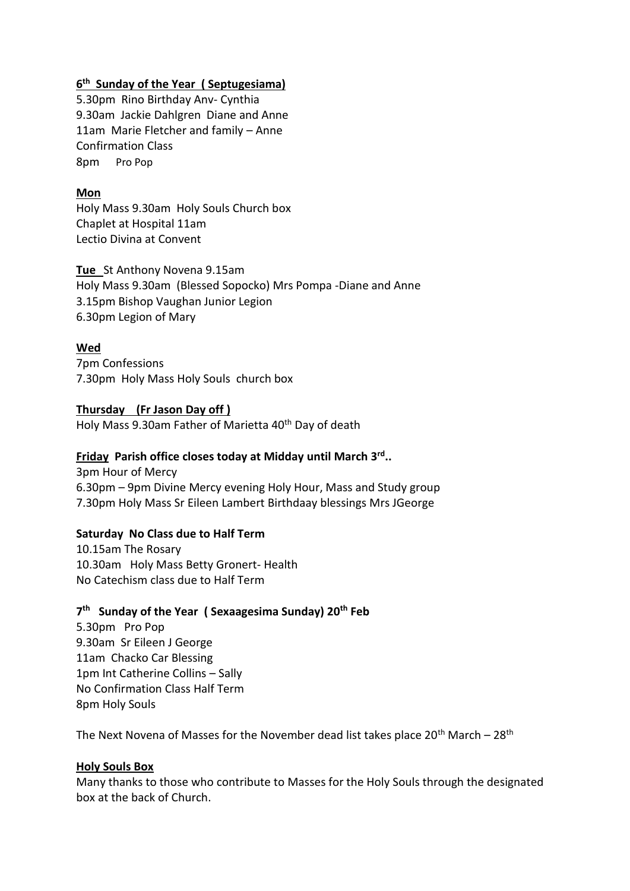**6th Sunday of the Year ( Septugesiama)**
5.30pm Rino Birthday Anv- Cynthia
9.30am Jackie Dahlgren Diane and Anne
11am Marie Fletcher and family – Anne
Confirmation Class
8pm Pro Pop

**Mon**
Holy Mass 9.30am Holy Souls Church box
Chaplet at Hospital 11am
Lectio Divina at Convent

**Tue** St Anthony Novena 9.15am
Holy Mass 9.30am (Blessed Sopocko) Mrs Pompa -Diane and Anne
3.15pm Bishop Vaughan Junior Legion
6.30pm Legion of Mary

**Wed**
7pm Confessions
7.30pm Holy Mass Holy Souls church box

**Thursday (Fr Jason Day off )**
Holy Mass 9.30am Father of Marietta 40th Day of death

**Friday Parish office closes today at Midday until March 3rd..**
3pm Hour of Mercy
6.30pm – 9pm Divine Mercy evening Holy Hour, Mass and Study group
7.30pm Holy Mass Sr Eileen Lambert Birthdaay blessings Mrs JGeorge

**Saturday No Class due to Half Term**
10.15am The Rosary
10.30am Holy Mass Betty Gronert- Health
No Catechism class due to Half Term

**7th Sunday of the Year ( Sexaagesima Sunday) 20th Feb**
5.30pm Pro Pop
9.30am Sr Eileen J George
11am Chacko Car Blessing
1pm Int Catherine Collins – Sally
No Confirmation Class Half Term
8pm Holy Souls

The Next Novena of Masses for the November dead list takes place 20th March – 28th

**Holy Souls Box**
Many thanks to those who contribute to Masses for the Holy Souls through the designated box at the back of Church.